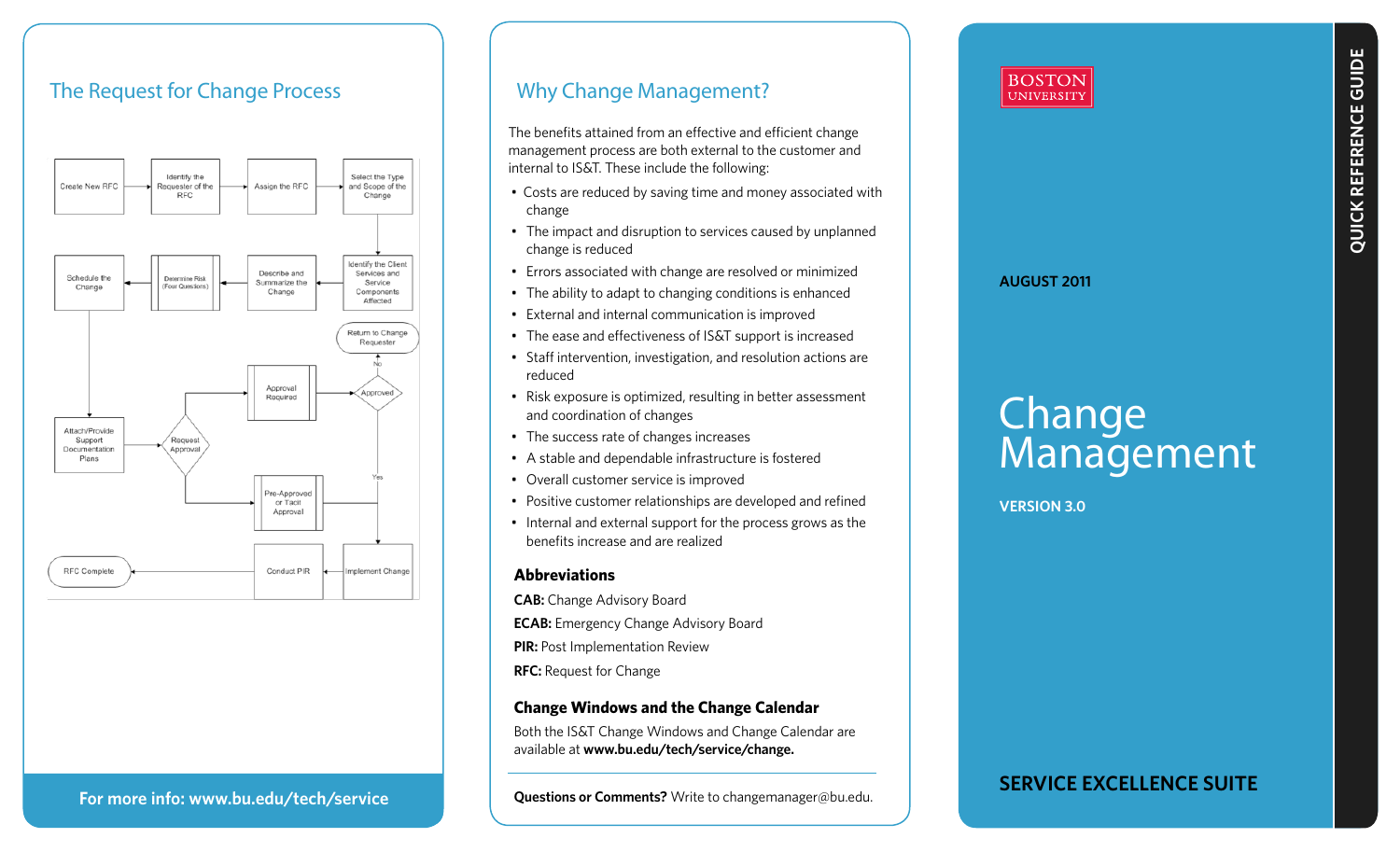## The Request for Change Process

Create New RFC → Identify the Requester of the RFC → Assign the RFC → Select the Type and Scope of the Change → Identify the Client Services and Service Components Affected → Describe and Summarize the Change → Determine Risk (Four Questions) → Schedule the Change → Attach/Provide Support Documentation Plans → Request Approval → Approval Required / Pre-Approved or Tacit Approval → Approved (No: Return to Change Requester; Yes: Implement Change) → Conduct PIR → RFC Complete

**For more info: www.bu.edu/tech/service**

## Why Change Management?

The benefits attained from an effective and efficient change management process are both external to the customer and internal to IS&T. These include the following:

- Costs are reduced by saving time and money associated with change
- The impact and disruption to services caused by unplanned change is reduced
- Errors associated with change are resolved or minimized
- The ability to adapt to changing conditions is enhanced
- External and internal communication is improved
- The ease and effectiveness of IS&T support is increased
- Staff intervention, investigation, and resolution actions are reduced
- Risk exposure is optimized, resulting in better assessment and coordination of changes
- The success rate of changes increases
- A stable and dependable infrastructure is fostered
- Overall customer service is improved
- Positive customer relationships are developed and refined
- Internal and external support for the process grows as the benefits increase and are realized

### Abbreviations

**CAB:** Change Advisory Board

**ECAB:** Emergency Change Advisory Board

**PIR:** Post Implementation Review

**RFC:** Request for Change

### Change Windows and the Change Calendar

Both the IS&T Change Windows and Change Calendar are available at **www.bu.edu/tech/service/change.**

**Questions or Comments?** Write to changemanager@bu.edu.

BOSTON UNIVERSITY

QUICK REFERENCE GUIDE

**AUGUST 2011**

# Change Management

**VERSION 3.0**

**SERVICE EXCELLENCE SUITE**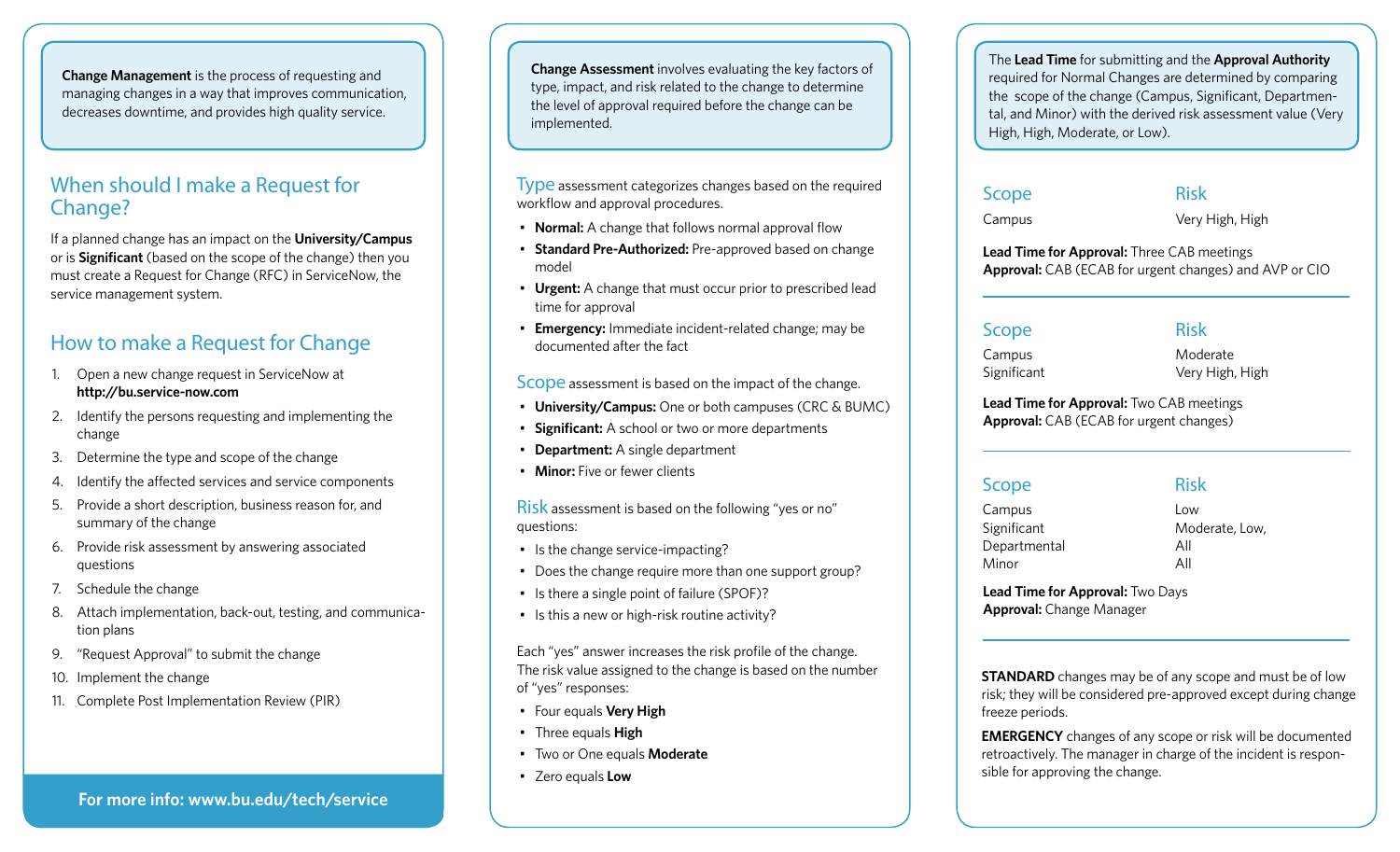**Change Management** is the process of requesting and managing changes in a way that improves communication, decreases downtime, and provides high quality service.

## When should I make a Request for Change?

If a planned change has an impact on the **University/Campus** or is **Significant** (based on the scope of the change) then you must create a Request for Change (RFC) in ServiceNow, the service management system.

## How to make a Request for Change

1. Open a new change request in ServiceNow at **http://bu.service-now.com**
2. Identify the persons requesting and implementing the change
3. Determine the type and scope of the change
4. Identify the affected services and service components
5. Provide a short description, business reason for, and summary of the change
6. Provide risk assessment by answering associated questions
7. Schedule the change
8. Attach implementation, back-out, testing, and communication plans
9. "Request Approval" to submit the change
10. Implement the change
11. Complete Post Implementation Review (PIR)

**For more info: www.bu.edu/tech/service**

**Change Assessment** involves evaluating the key factors of type, impact, and risk related to the change to determine the level of approval required before the change can be implemented.

**Type** assessment categorizes changes based on the required workflow and approval procedures.

- **Normal:** A change that follows normal approval flow
- **Standard Pre-Authorized:** Pre-approved based on change model
- **Urgent:** A change that must occur prior to prescribed lead time for approval
- **Emergency:** Immediate incident-related change; may be documented after the fact

**Scope** assessment is based on the impact of the change.

- **University/Campus:** One or both campuses (CRC & BUMC)
- **Significant:** A school or two or more departments
- **Department:** A single department
- **Minor:** Five or fewer clients

**Risk** assessment is based on the following "yes or no" questions:

- Is the change service-impacting?
- Does the change require more than one support group?
- Is there a single point of failure (SPOF)?
- Is this a new or high-risk routine activity?

Each "yes" answer increases the risk profile of the change. The risk value assigned to the change is based on the number of "yes" responses:

- Four equals **Very High**
- Three equals **High**
- Two or One equals **Moderate**
- Zero equals **Low**

The **Lead Time** for submitting and the **Approval Authority** required for Normal Changes are determined by comparing the scope of the change (Campus, Significant, Departmental, and Minor) with the derived risk assessment value (Very High, High, Moderate, or Low).

| Scope | Risk |
|---|---|
| Campus | Very High, High |

**Lead Time for Approval:** Three CAB meetings
**Approval:** CAB (ECAB for urgent changes) and AVP or CIO

| Scope | Risk |
|---|---|
| Campus | Moderate |
| Significant | Very High, High |

**Lead Time for Approval:** Two CAB meetings
**Approval:** CAB (ECAB for urgent changes)

| Scope | Risk |
|---|---|
| Campus | Low |
| Significant | Moderate, Low, |
| Departmental | All |
| Minor | All |

**Lead Time for Approval:** Two Days
**Approval:** Change Manager

**STANDARD** changes may be of any scope and must be of low risk; they will be considered pre-approved except during change freeze periods.

**EMERGENCY** changes of any scope or risk will be documented retroactively. The manager in charge of the incident is responsible for approving the change.